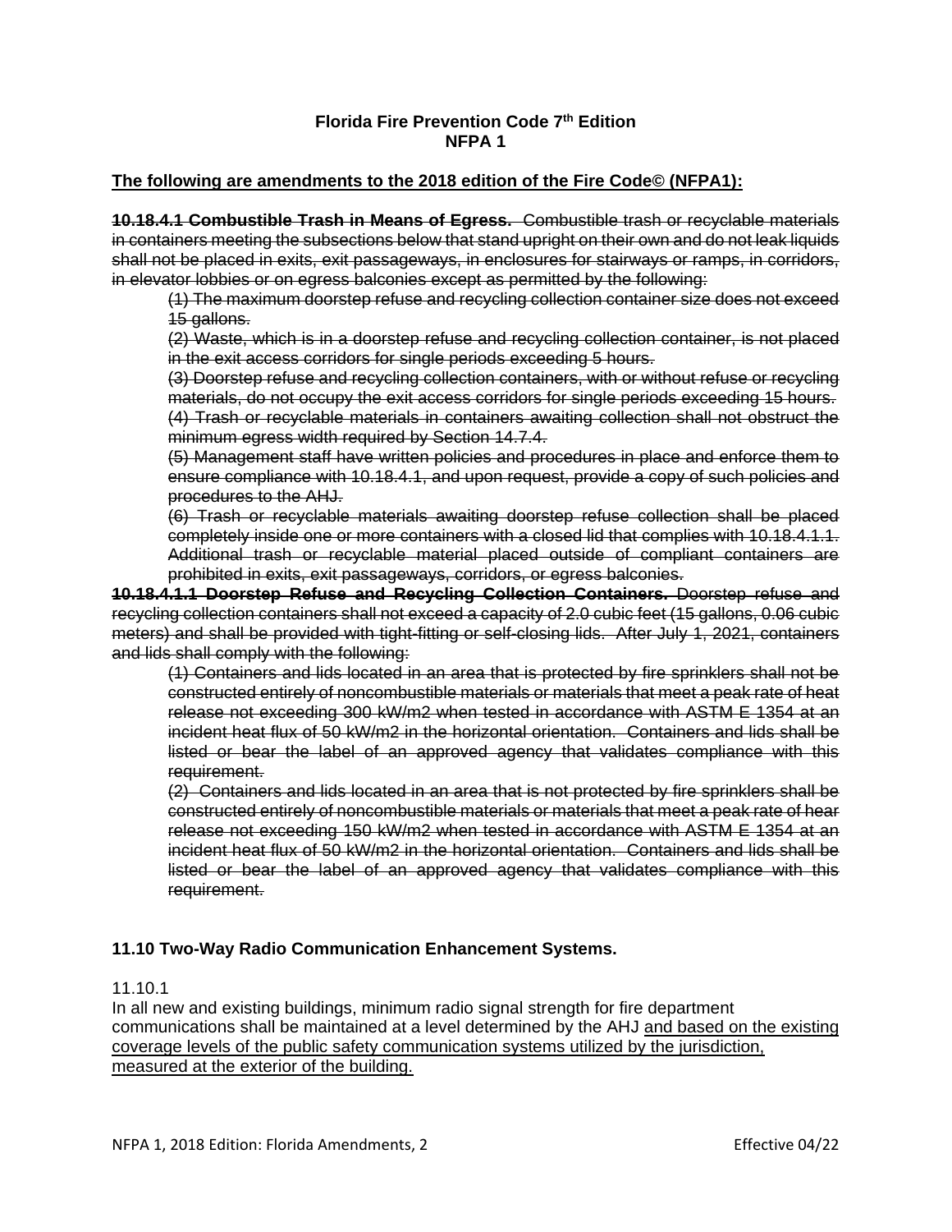**Florida Fire Prevention Code 7th Edition**
**NFPA 1**

**The following are amendments to the 2018 edition of the Fire Code© (NFPA1):**

~~**10.18.4.1 Combustible Trash in Means of Egress.** Combustible trash or recyclable materials in containers meeting the subsections below that stand upright on their own and do not leak liquids shall not be placed in exits, exit passageways, in enclosures for stairways or ramps, in corridors, in elevator lobbies or on egress balconies except as permitted by the following:~~

~~(1) The maximum doorstep refuse and recycling collection container size does not exceed 15 gallons.~~

~~(2) Waste, which is in a doorstep refuse and recycling collection container, is not placed in the exit access corridors for single periods exceeding 5 hours.~~

~~(3) Doorstep refuse and recycling collection containers, with or without refuse or recycling materials, do not occupy the exit access corridors for single periods exceeding 15 hours.~~

~~(4) Trash or recyclable materials in containers awaiting collection shall not obstruct the minimum egress width required by Section 14.7.4.~~

~~(5) Management staff have written policies and procedures in place and enforce them to ensure compliance with 10.18.4.1, and upon request, provide a copy of such policies and procedures to the AHJ.~~

~~(6) Trash or recyclable materials awaiting doorstep refuse collection shall be placed completely inside one or more containers with a closed lid that complies with 10.18.4.1.1. Additional trash or recyclable material placed outside of compliant containers are prohibited in exits, exit passageways, corridors, or egress balconies.~~

~~**10.18.4.1.1 Doorstep Refuse and Recycling Collection Containers.** Doorstep refuse and recycling collection containers shall not exceed a capacity of 2.0 cubic feet (15 gallons, 0.06 cubic meters) and shall be provided with tight-fitting or self-closing lids. After July 1, 2021, containers and lids shall comply with the following:~~

~~(1) Containers and lids located in an area that is protected by fire sprinklers shall not be constructed entirely of noncombustible materials or materials that meet a peak rate of heat release not exceeding 300 kW/m2 when tested in accordance with ASTM E 1354 at an incident heat flux of 50 kW/m2 in the horizontal orientation. Containers and lids shall be listed or bear the label of an approved agency that validates compliance with this requirement.~~

~~(2) Containers and lids located in an area that is not protected by fire sprinklers shall be constructed entirely of noncombustible materials or materials that meet a peak rate of hear release not exceeding 150 kW/m2 when tested in accordance with ASTM E 1354 at an incident heat flux of 50 kW/m2 in the horizontal orientation. Containers and lids shall be listed or bear the label of an approved agency that validates compliance with this requirement.~~

**11.10 Two-Way Radio Communication Enhancement Systems.**

11.10.1

In all new and existing buildings, minimum radio signal strength for fire department communications shall be maintained at a level determined by the AHJ <u>and based on the existing coverage levels of the public safety communication systems utilized by the jurisdiction, measured at the exterior of the building.</u>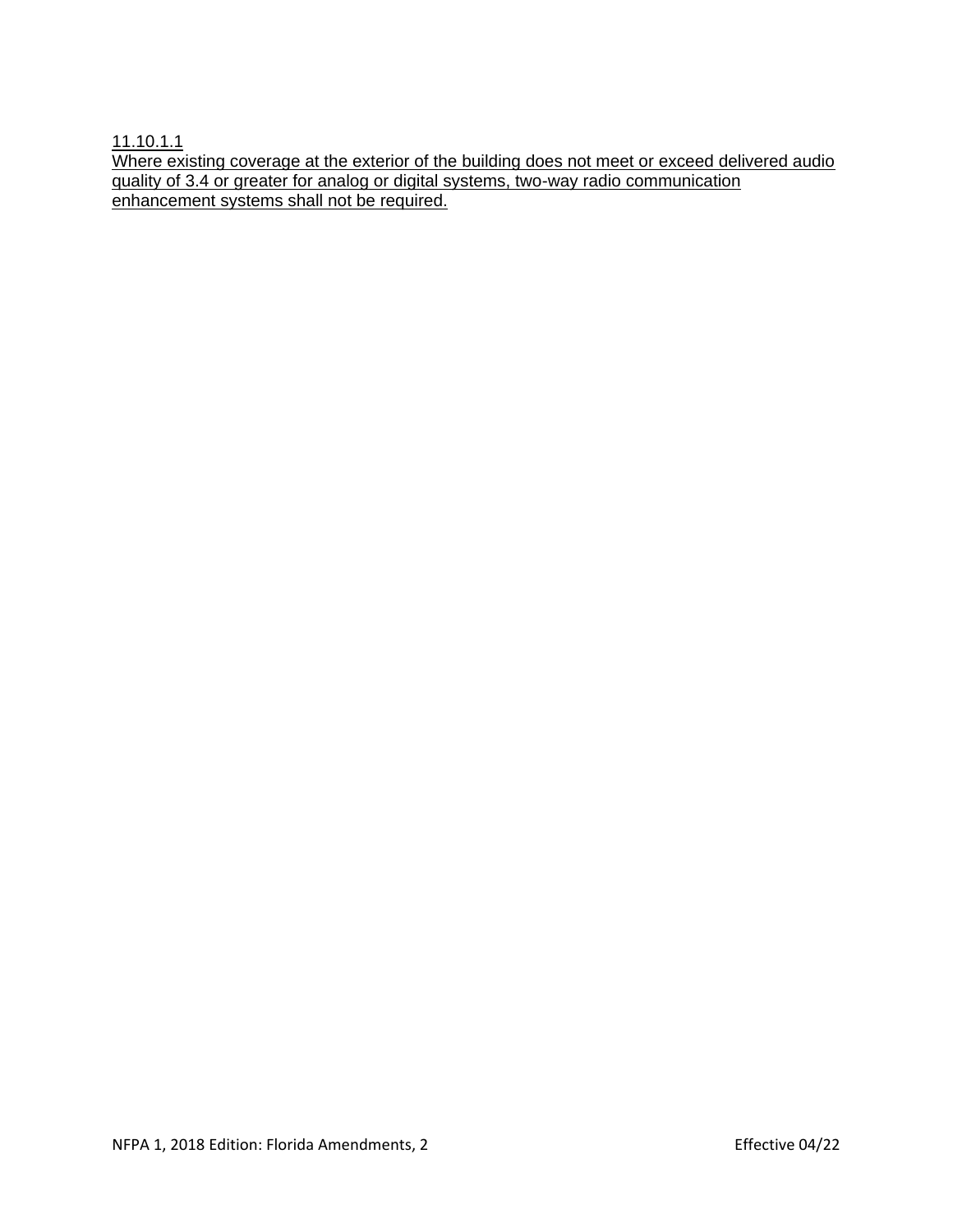11.10.1.1

Where existing coverage at the exterior of the building does not meet or exceed delivered audio quality of 3.4 or greater for analog or digital systems, two-way radio communication enhancement systems shall not be required.